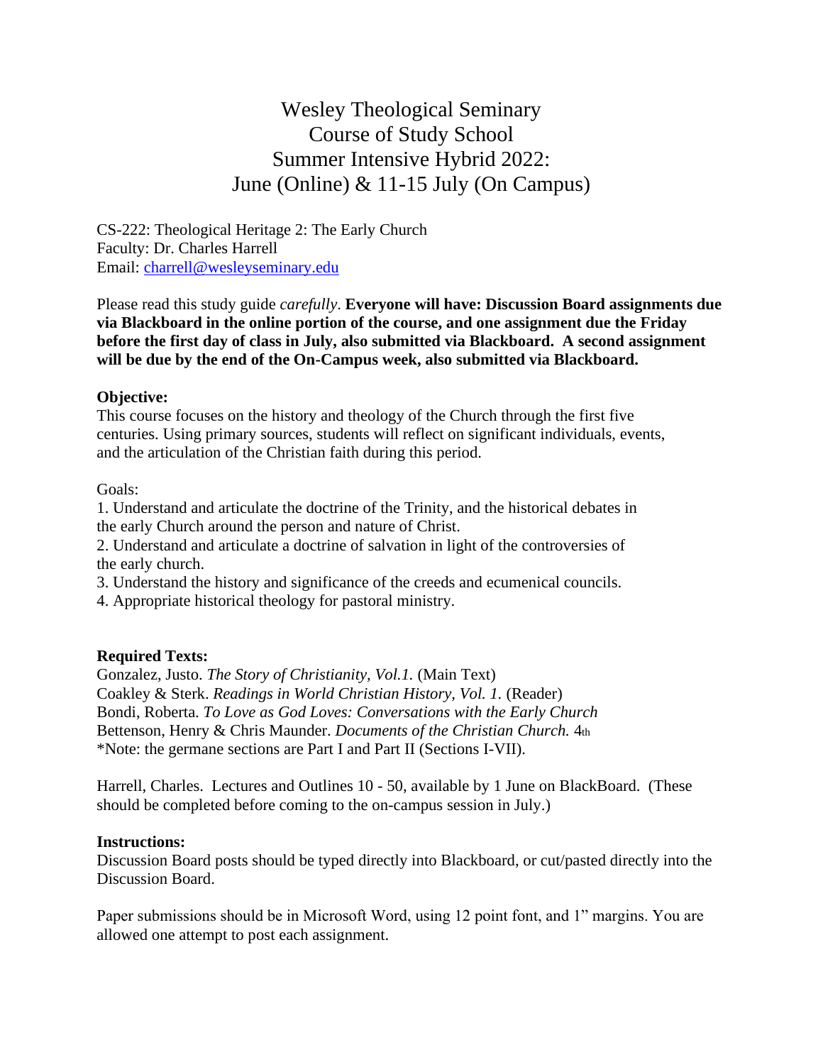# Wesley Theological Seminary
# Course of Study School
# Summer Intensive Hybrid 2022:
# June (Online) & 11-15 July (On Campus)

CS-222: Theological Heritage 2: The Early Church
Faculty: Dr. Charles Harrell
Email: charrell@wesleyseminary.edu

Please read this study guide *carefully*. **Everyone will have: Discussion Board assignments due via Blackboard in the online portion of the course, and one assignment due the Friday before the first day of class in July, also submitted via Blackboard. A second assignment will be due by the end of the On-Campus week, also submitted via Blackboard.**

**Objective:**
This course focuses on the history and theology of the Church through the first five centuries. Using primary sources, students will reflect on significant individuals, events, and the articulation of the Christian faith during this period.

Goals:
1. Understand and articulate the doctrine of the Trinity, and the historical debates in the early Church around the person and nature of Christ.
2. Understand and articulate a doctrine of salvation in light of the controversies of the early church.
3. Understand the history and significance of the creeds and ecumenical councils.
4. Appropriate historical theology for pastoral ministry.

**Required Texts:**
Gonzalez, Justo. *The Story of Christianity, Vol.1.* (Main Text)
Coakley & Sterk. *Readings in World Christian History, Vol. 1.* (Reader)
Bondi, Roberta. *To Love as God Loves: Conversations with the Early Church*
Bettenson, Henry & Chris Maunder. *Documents of the Christian Church.* 4th
*Note: the germane sections are Part I and Part II (Sections I-VII).

Harrell, Charles. Lectures and Outlines 10 - 50, available by 1 June on BlackBoard. (These should be completed before coming to the on-campus session in July.)

**Instructions:**
Discussion Board posts should be typed directly into Blackboard, or cut/pasted directly into the Discussion Board.

Paper submissions should be in Microsoft Word, using 12 point font, and 1" margins. You are allowed one attempt to post each assignment.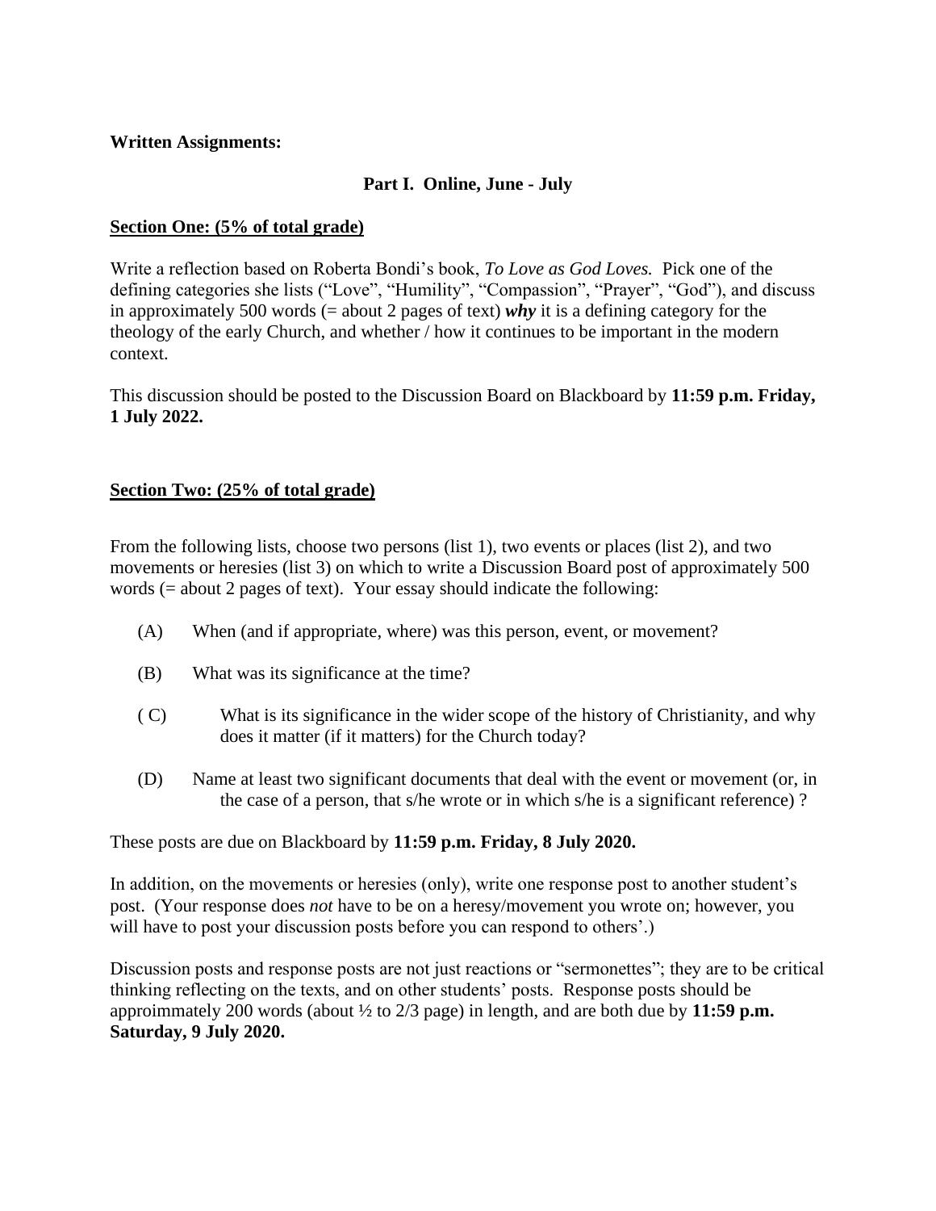**Written Assignments:**

**Part I. Online, June - July**

**Section One: (5% of total grade)**

Write a reflection based on Roberta Bondi's book, *To Love as God Loves.* Pick one of the defining categories she lists ("Love", "Humility", "Compassion", "Prayer", "God"), and discuss in approximately 500 words (= about 2 pages of text) ***why*** it is a defining category for the theology of the early Church, and whether / how it continues to be important in the modern context.

This discussion should be posted to the Discussion Board on Blackboard by **11:59 p.m. Friday, 1 July 2022.**

**Section Two: (25% of total grade)**

From the following lists, choose two persons (list 1), two events or places (list 2), and two movements or heresies (list 3) on which to write a Discussion Board post of approximately 500 words (= about 2 pages of text). Your essay should indicate the following:

(A) When (and if appropriate, where) was this person, event, or movement?

(B) What was its significance at the time?

( C) What is its significance in the wider scope of the history of Christianity, and why does it matter (if it matters) for the Church today?

(D) Name at least two significant documents that deal with the event or movement (or, in the case of a person, that s/he wrote or in which s/he is a significant reference) ?

These posts are due on Blackboard by **11:59 p.m. Friday, 8 July 2020.**

In addition, on the movements or heresies (only), write one response post to another student's post. (Your response does *not* have to be on a heresy/movement you wrote on; however, you will have to post your discussion posts before you can respond to others'.)

Discussion posts and response posts are not just reactions or "sermonettes"; they are to be critical thinking reflecting on the texts, and on other students' posts. Response posts should be approimmately 200 words (about ½ to 2/3 page) in length, and are both due by **11:59 p.m. Saturday, 9 July 2020.**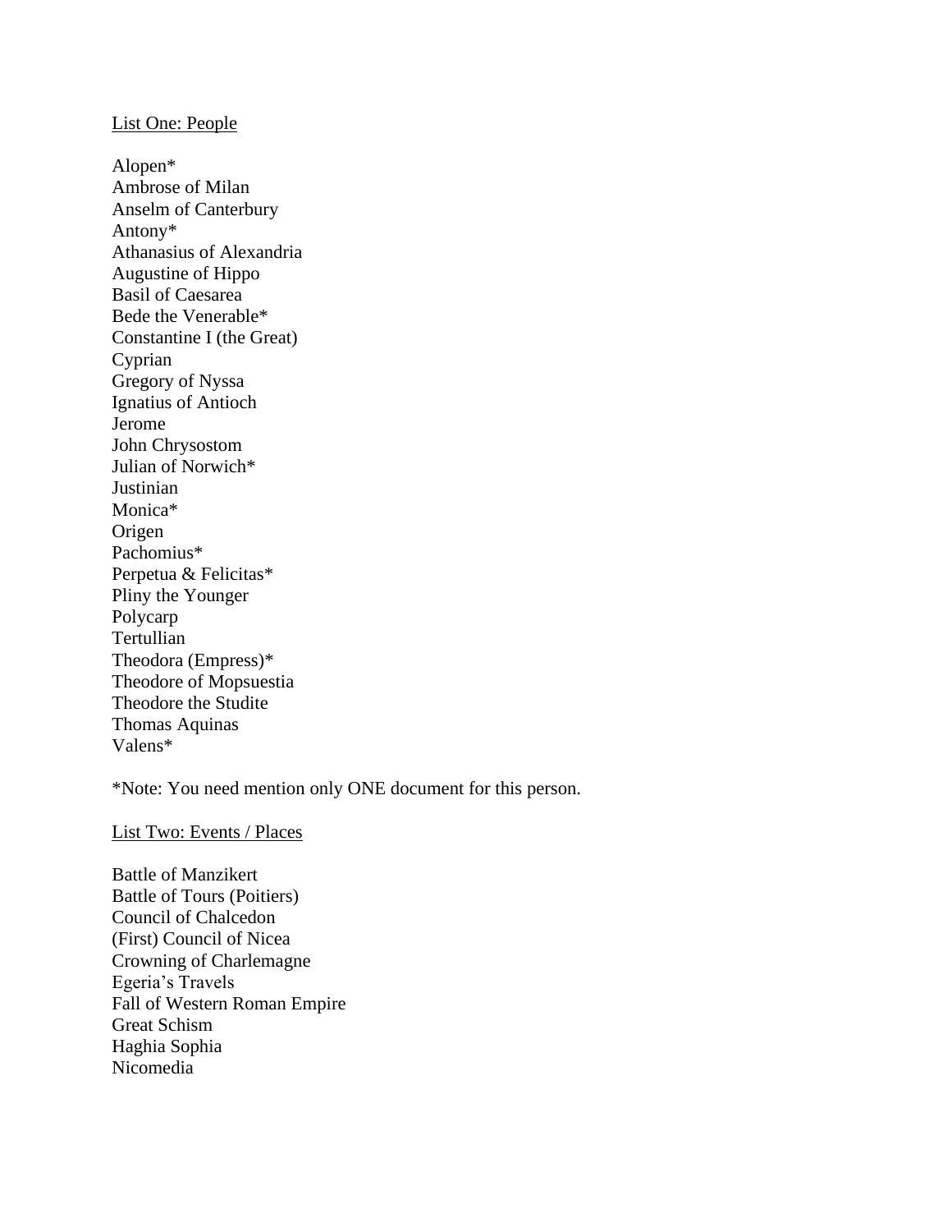List One: People

Alopen*
Ambrose of Milan
Anselm of Canterbury
Antony*
Athanasius of Alexandria
Augustine of Hippo
Basil of Caesarea
Bede the Venerable*
Constantine I (the Great)
Cyprian
Gregory of Nyssa
Ignatius of Antioch
Jerome
John Chrysostom
Julian of Norwich*
Justinian
Monica*
Origen
Pachomius*
Perpetua & Felicitas*
Pliny the Younger
Polycarp
Tertullian
Theodora (Empress)*
Theodore of Mopsuestia
Theodore the Studite
Thomas Aquinas
Valens*

*Note: You need mention only ONE document for this person.

List Two: Events / Places

Battle of Manzikert
Battle of Tours (Poitiers)
Council of Chalcedon
(First) Council of Nicea
Crowning of Charlemagne
Egeria's Travels
Fall of Western Roman Empire
Great Schism
Haghia Sophia
Nicomedia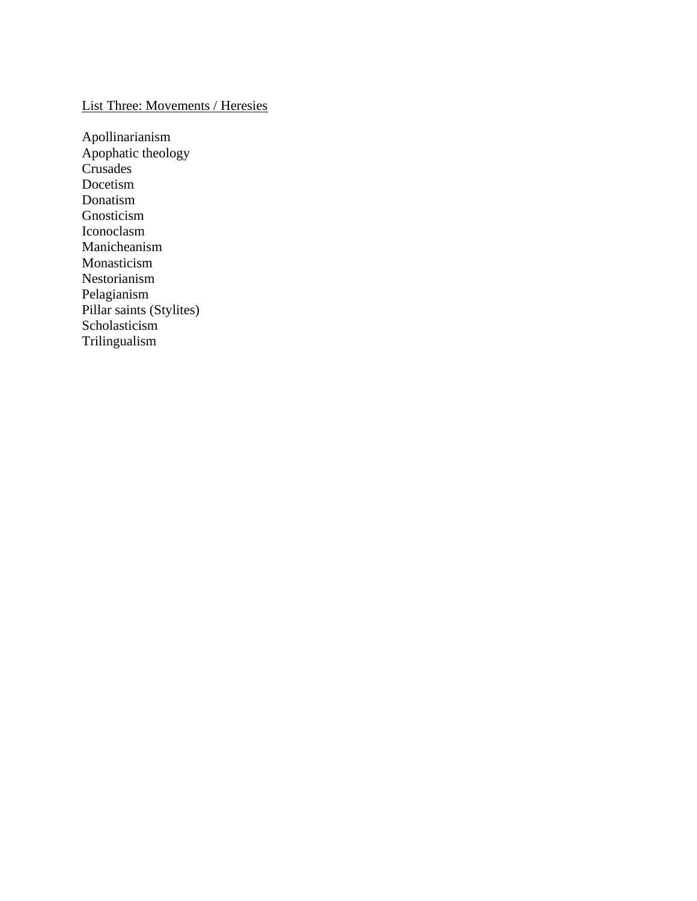<u>List Three: Movements / Heresies</u>

Apollinarianism
Apophatic theology
Crusades
Docetism
Donatism
Gnosticism
Iconoclasm
Manicheanism
Monasticism
Nestorianism
Pelagianism
Pillar saints (Stylites)
Scholasticism
Trilingualism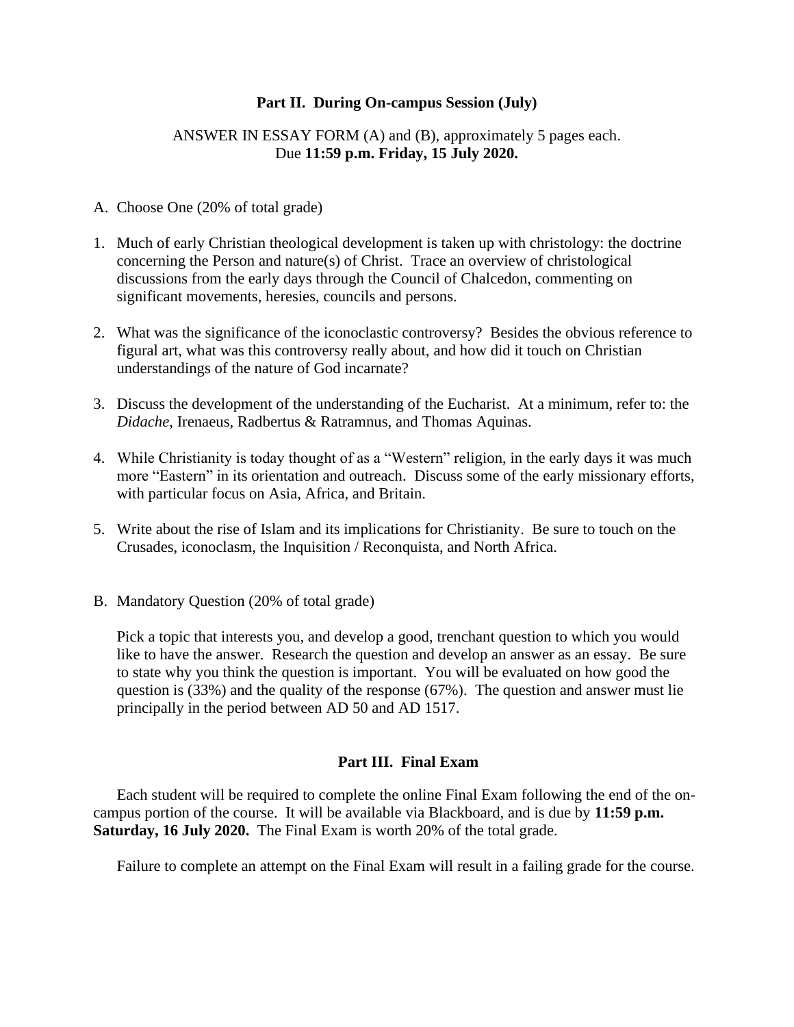## Part II. During On-campus Session (July)

ANSWER IN ESSAY FORM (A) and (B), approximately 5 pages each.
Due **11:59 p.m. Friday, 15 July 2020.**

A. Choose One (20% of total grade)

1. Much of early Christian theological development is taken up with christology: the doctrine concerning the Person and nature(s) of Christ. Trace an overview of christological discussions from the early days through the Council of Chalcedon, commenting on significant movements, heresies, councils and persons.

2. What was the significance of the iconoclastic controversy? Besides the obvious reference to figural art, what was this controversy really about, and how did it touch on Christian understandings of the nature of God incarnate?

3. Discuss the development of the understanding of the Eucharist. At a minimum, refer to: the *Didache*, Irenaeus, Radbertus & Ratramnus, and Thomas Aquinas.

4. While Christianity is today thought of as a "Western" religion, in the early days it was much more "Eastern" in its orientation and outreach. Discuss some of the early missionary efforts, with particular focus on Asia, Africa, and Britain.

5. Write about the rise of Islam and its implications for Christianity. Be sure to touch on the Crusades, iconoclasm, the Inquisition / Reconquista, and North Africa.

B. Mandatory Question (20% of total grade)

Pick a topic that interests you, and develop a good, trenchant question to which you would like to have the answer. Research the question and develop an answer as an essay. Be sure to state why you think the question is important. You will be evaluated on how good the question is (33%) and the quality of the response (67%). The question and answer must lie principally in the period between AD 50 and AD 1517.

## Part III. Final Exam

Each student will be required to complete the online Final Exam following the end of the on-campus portion of the course. It will be available via Blackboard, and is due by **11:59 p.m. Saturday, 16 July 2020.** The Final Exam is worth 20% of the total grade.

Failure to complete an attempt on the Final Exam will result in a failing grade for the course.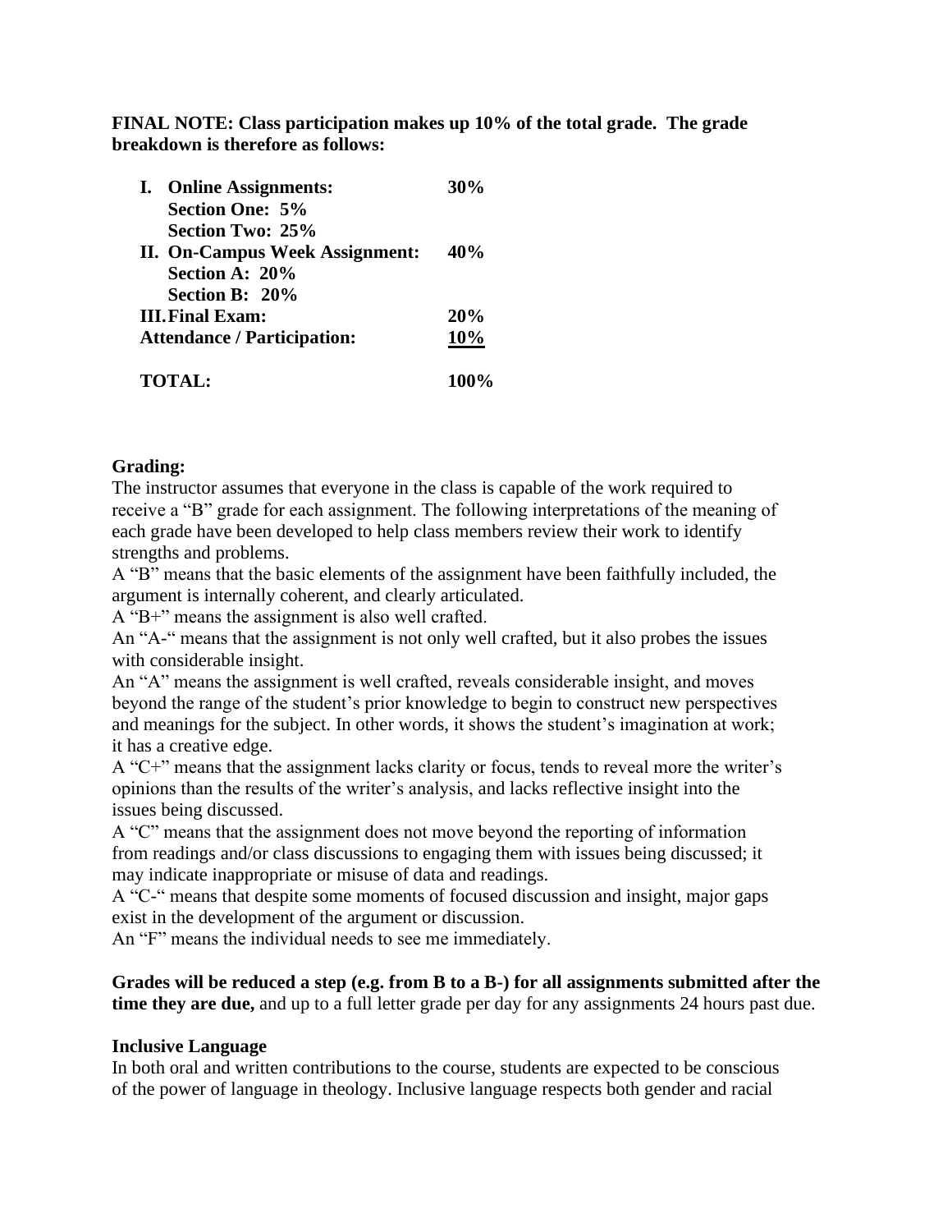**FINAL NOTE: Class participation makes up 10% of the total grade. The grade breakdown is therefore as follows:**

| | |
|---|---|
| **I. Online Assignments:** | **30%** |
| **Section One: 5%** | |
| **Section Two: 25%** | |
| **II. On-Campus Week Assignment:** | **40%** |
| **Section A: 20%** | |
| **Section B: 20%** | |
| **III. Final Exam:** | **20%** |
| **Attendance / Participation:** | **10%** |
| **TOTAL:** | **100%** |

**Grading:**

The instructor assumes that everyone in the class is capable of the work required to receive a "B" grade for each assignment. The following interpretations of the meaning of each grade have been developed to help class members review their work to identify strengths and problems.

A "B" means that the basic elements of the assignment have been faithfully included, the argument is internally coherent, and clearly articulated.

A "B+" means the assignment is also well crafted.

An "A-" means that the assignment is not only well crafted, but it also probes the issues with considerable insight.

An "A" means the assignment is well crafted, reveals considerable insight, and moves beyond the range of the student's prior knowledge to begin to construct new perspectives and meanings for the subject. In other words, it shows the student's imagination at work; it has a creative edge.

A "C+" means that the assignment lacks clarity or focus, tends to reveal more the writer's opinions than the results of the writer's analysis, and lacks reflective insight into the issues being discussed.

A "C" means that the assignment does not move beyond the reporting of information from readings and/or class discussions to engaging them with issues being discussed; it may indicate inappropriate or misuse of data and readings.

A "C-" means that despite some moments of focused discussion and insight, major gaps exist in the development of the argument or discussion.

An "F" means the individual needs to see me immediately.

**Grades will be reduced a step (e.g. from B to a B-) for all assignments submitted after the time they are due,** and up to a full letter grade per day for any assignments 24 hours past due.

**Inclusive Language**

In both oral and written contributions to the course, students are expected to be conscious of the power of language in theology. Inclusive language respects both gender and racial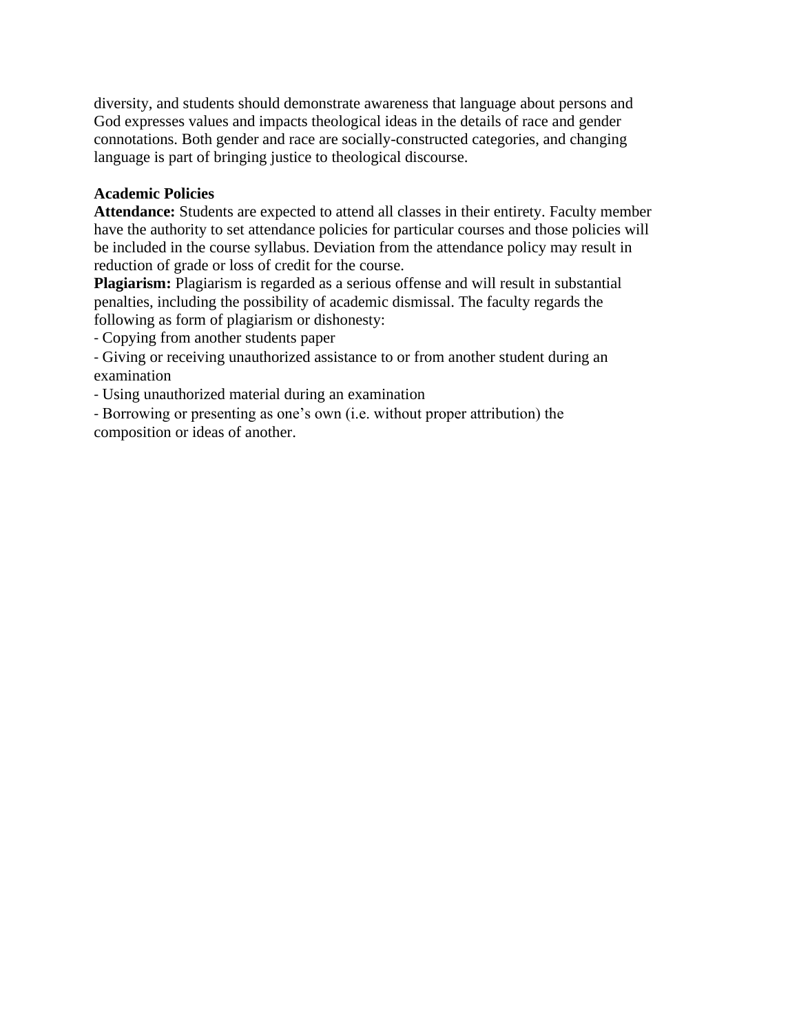diversity, and students should demonstrate awareness that language about persons and God expresses values and impacts theological ideas in the details of race and gender connotations. Both gender and race are socially-constructed categories, and changing language is part of bringing justice to theological discourse.

**Academic Policies**

**Attendance:** Students are expected to attend all classes in their entirety. Faculty member have the authority to set attendance policies for particular courses and those policies will be included in the course syllabus. Deviation from the attendance policy may result in reduction of grade or loss of credit for the course.

**Plagiarism:** Plagiarism is regarded as a serious offense and will result in substantial penalties, including the possibility of academic dismissal. The faculty regards the following as form of plagiarism or dishonesty:

- Copying from another students paper
- Giving or receiving unauthorized assistance to or from another student during an examination
- Using unauthorized material during an examination
- Borrowing or presenting as one's own (i.e. without proper attribution) the composition or ideas of another.